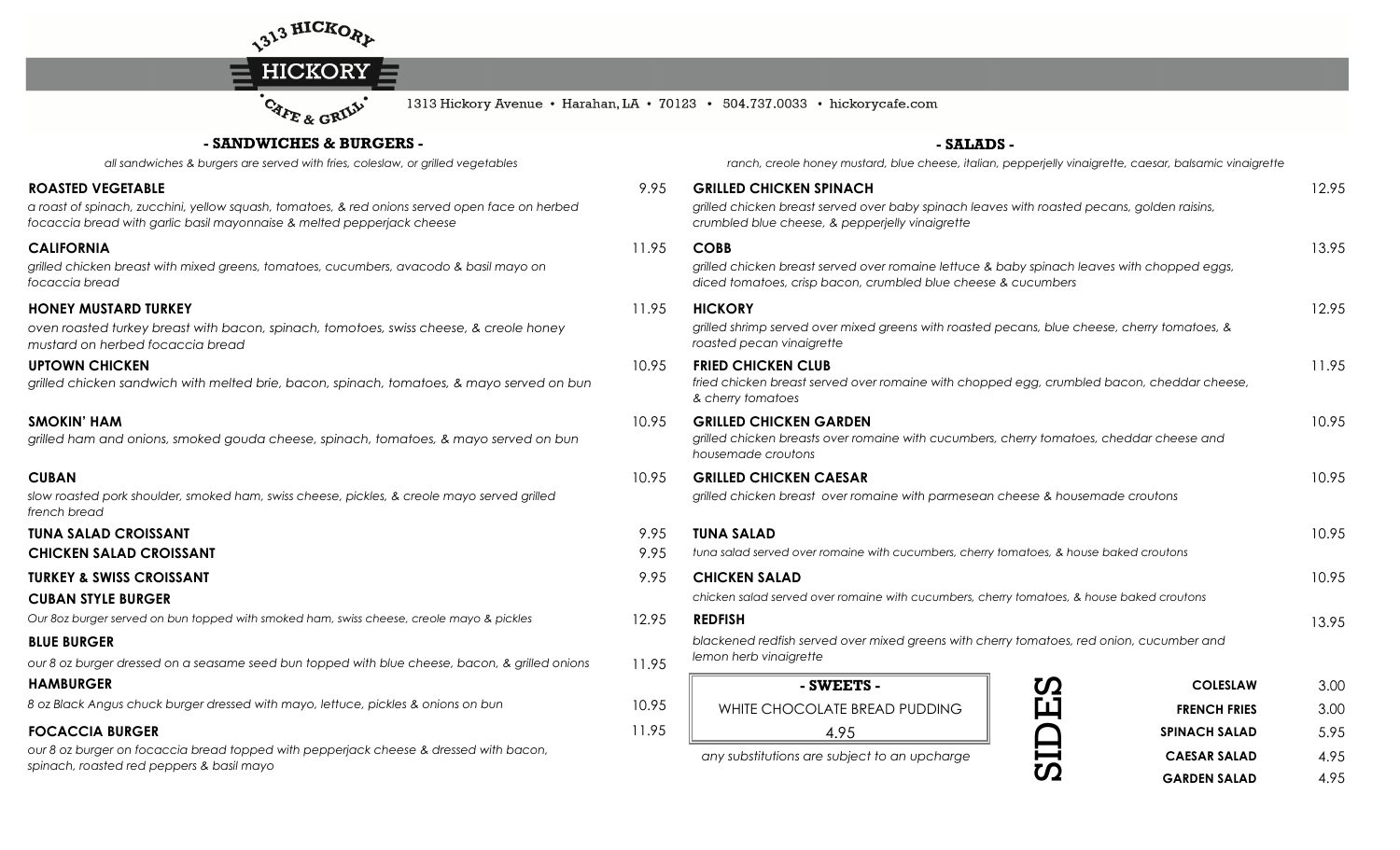# 1313 HICKORY — HICKORY CAFE & GRILL

1313 Hickory Avenue • Harahan, LA • 70123 • 504.737.0033 • hickorycafe.com

## - SANDWICHES & BURGERS -

*all sandwiches & burgers are served with fries, coleslaw, or grilled vegetables*

**ROASTED VEGETABLE** 9.95
*a roast of spinach, zucchini, yellow squash, tomatoes, & red onions served open face on herbed focaccia bread with garlic basil mayonnaise & melted pepperjack cheese*

**CALIFORNIA** 11.95
*grilled chicken breast with mixed greens, tomatoes, cucumbers, avacodo & basil mayo on focaccia bread*

**HONEY MUSTARD TURKEY** 11.95
*oven roasted turkey breast with bacon, spinach, tomotoes, swiss cheese, & creole honey mustard on herbed focaccia bread*

**UPTOWN CHICKEN** 10.95
*grilled chicken sandwich with melted brie, bacon, spinach, tomatoes, & mayo served on bun*

**SMOKIN' HAM** 10.95
*grilled ham and onions, smoked gouda cheese, spinach, tomatoes, & mayo served on bun*

**CUBAN** 10.95
*slow roasted pork shoulder, smoked ham, swiss cheese, pickles, & creole mayo served grilled french bread*

**TUNA SALAD CROISSANT** 9.95

**CHICKEN SALAD CROISSANT** 9.95

**TURKEY & SWISS CROISSANT** 9.95

**CUBAN STYLE BURGER** 12.95
*Our 8oz burger served on bun topped with smoked ham, swiss cheese, creole mayo & pickles*

**BLUE BURGER** 11.95
*our 8 oz burger dressed on a seasame seed bun topped with blue cheese, bacon, & grilled onions*

**HAMBURGER** 10.95
*8 oz Black Angus chuck burger dressed with mayo, lettuce, pickles & onions on bun*

**FOCACCIA BURGER** 11.95
*our 8 oz burger on focaccia bread topped with pepperjack cheese & dressed with bacon, spinach, roasted red peppers & basil mayo*

## - SALADS -

*ranch, creole honey mustard, blue cheese, italian, pepperjelly vinaigrette, caesar, balsamic vinaigrette*

**GRILLED CHICKEN SPINACH** 12.95
*grilled chicken breast served over baby spinach leaves with roasted pecans, golden raisins, crumbled blue cheese, & pepperjelly vinaigrette*

**COBB** 13.95
*grilled chicken breast served over romaine lettuce & baby spinach leaves with chopped eggs, diced tomatoes, crisp bacon, crumbled blue cheese & cucumbers*

**HICKORY** 12.95
*grilled shrimp served over mixed greens with roasted pecans, blue cheese, cherry tomatoes, & roasted pecan vinaigrette*

**FRIED CHICKEN CLUB** 11.95
*fried chicken breast served over romaine with chopped egg, crumbled bacon, cheddar cheese, & cherry tomatoes*

**GRILLED CHICKEN GARDEN** 10.95
*grilled chicken breasts over romaine with cucumbers, cherry tomatoes, cheddar cheese and housemade croutons*

**GRILLED CHICKEN CAESAR** 10.95
*grilled chicken breast over romaine with parmesean cheese & housemade croutons*

**TUNA SALAD** 10.95
*tuna salad served over romaine with cucumbers, cherry tomatoes, & house baked croutons*

**CHICKEN SALAD** 10.95
*chicken salad served over romaine with cucumbers, cherry tomatoes, & house baked croutons*

**REDFISH** 13.95
*blackened redfish served over mixed greens with cherry tomatoes, red onion, cucumber and lemon herb vinaigrette*

## - SWEETS -

WHITE CHOCOLATE BREAD PUDDING
4.95

*any substitutions are subject to an upcharge*

## SIDES

| Item | Price |
|---|---|
| COLESLAW | 3.00 |
| FRENCH FRIES | 3.00 |
| SPINACH SALAD | 5.95 |
| CAESAR SALAD | 4.95 |
| GARDEN SALAD | 4.95 |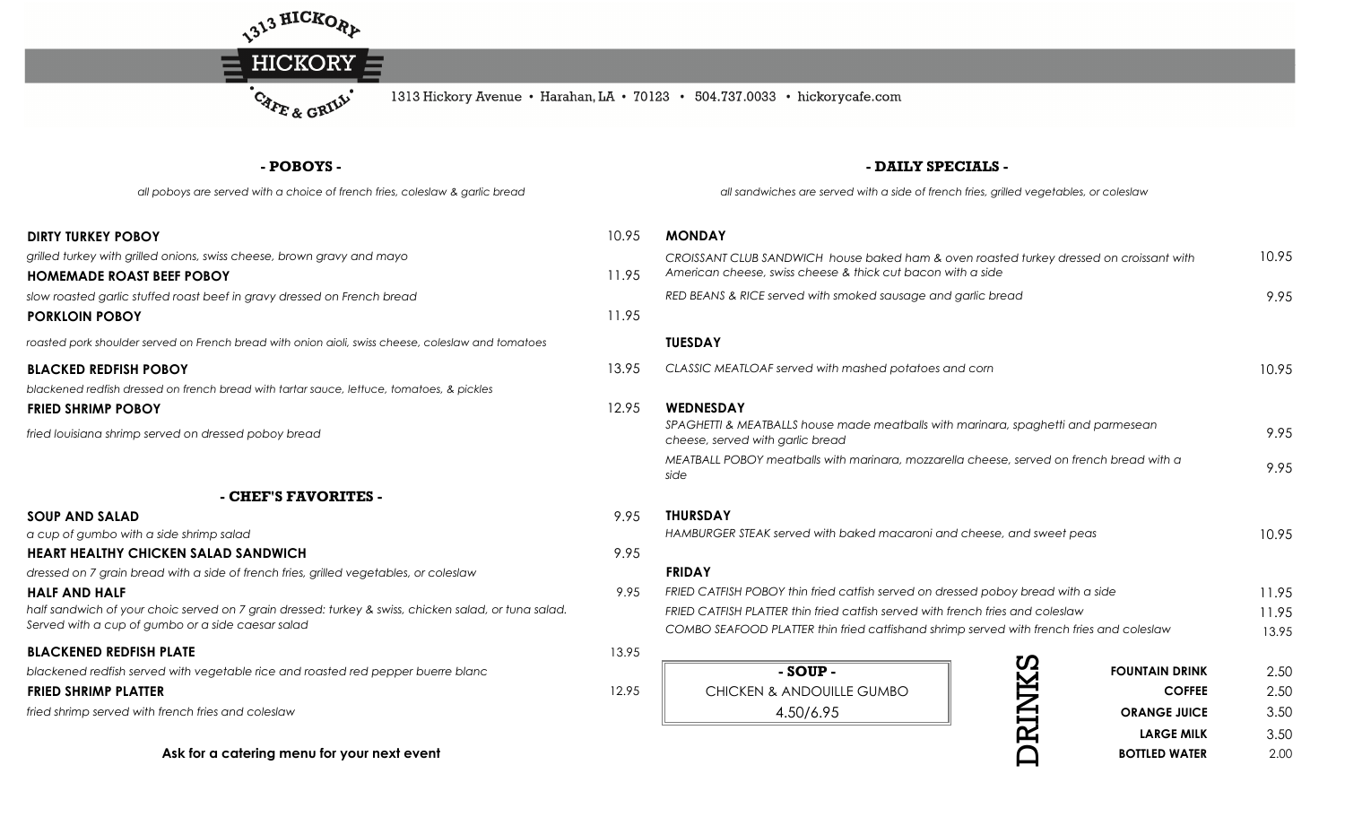1313 HICKORY

HICKORY

CAFE & GRILL

1313 Hickory Avenue • Harahan, LA • 70123 • 504.737.0033 • hickorycafe.com

## - POBOYS -

*all poboys are served with a choice of french fries, coleslaw & garlic bread*

**DIRTY TURKEY POBOY** 10.95
*grilled turkey with grilled onions, swiss cheese, brown gravy and mayo*

**HOMEMADE ROAST BEEF POBOY** 11.95
*slow roasted garlic stuffed roast beef in gravy dressed on French bread*

**PORKLOIN POBOY** 11.95
*roasted pork shoulder served on French bread with onion aioli, swiss cheese, coleslaw and tomatoes*

**BLACKED REDFISH POBOY** 13.95
*blackened redfish dressed on french bread with tartar sauce, lettuce, tomatoes, & pickles*

**FRIED SHRIMP POBOY** 12.95
*fried louisiana shrimp served on dressed poboy bread*

## - CHEF'S FAVORITES -

**SOUP AND SALAD** 9.95
*a cup of gumbo with a side shrimp salad*

**HEART HEALTHY CHICKEN SALAD SANDWICH** 9.95
*dressed on 7 grain bread with a side of french fries, grilled vegetables, or coleslaw*

**HALF AND HALF** 9.95
*half sandwich of your choic served on 7 grain dressed: turkey & swiss, chicken salad, or tuna salad. Served with a cup of gumbo or a side caesar salad*

**BLACKENED REDFISH PLATE** 13.95
*blackened redfish served with vegetable rice and roasted red pepper buerre blanc*

**FRIED SHRIMP PLATTER** 12.95
*fried shrimp served with french fries and coleslaw*

**Ask for a catering menu for your next event**

## - DAILY SPECIALS -

*all sandwiches are served with a side of french fries, grilled vegetables, or coleslaw*

**MONDAY**

*CROISSANT CLUB SANDWICH house baked ham & oven roasted turkey dressed on croissant with American cheese, swiss cheese & thick cut bacon with a side* 10.95

*RED BEANS & RICE served with smoked sausage and garlic bread* 9.95

**TUESDAY**

*CLASSIC MEATLOAF served with mashed potatoes and corn* 10.95

**WEDNESDAY**

*SPAGHETTI & MEATBALLS house made meatballs with marinara, spaghetti and parmesean cheese, served with garlic bread* 9.95

*MEATBALL POBOY meatballs with marinara, mozzarella cheese, served on french bread with a side* 9.95

**THURSDAY**

*HAMBURGER STEAK served with baked macaroni and cheese, and sweet peas* 10.95

**FRIDAY**

*FRIED CATFISH POBOY thin fried catfish served on dressed poboy bread with a side* 11.95

*FRIED CATFISH PLATTER thin fried catfish served with french fries and coleslaw* 11.95

*COMBO SEAFOOD PLATTER thin fried catfishand shrimp served with french fries and coleslaw* 13.95

## - SOUP -

CHICKEN & ANDOUILLE GUMBO
4.50/6.95

## DRINKS

| | |
|---|---|
| **FOUNTAIN DRINK** | 2.50 |
| **COFFEE** | 2.50 |
| **ORANGE JUICE** | 3.50 |
| **LARGE MILK** | 3.50 |
| **BOTTLED WATER** | 2.00 |